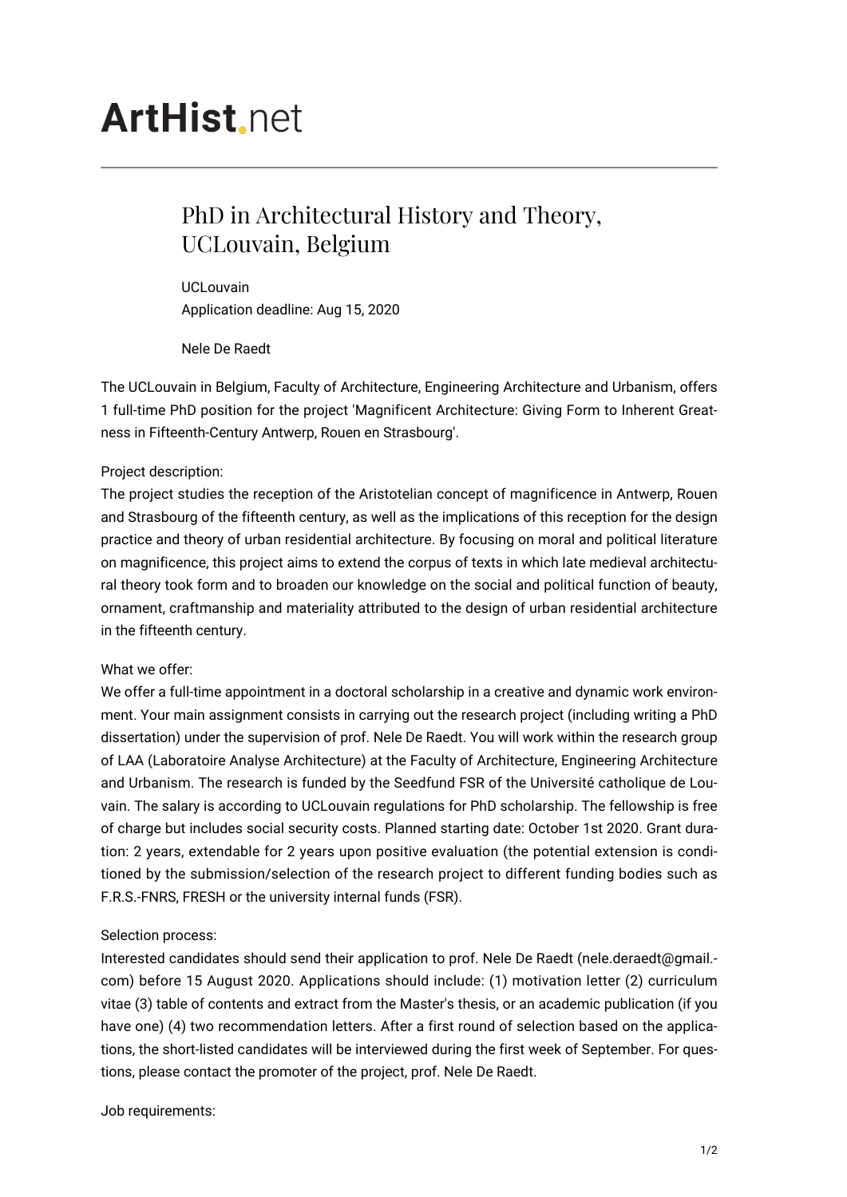# ArtHist.net

## PhD in Architectural History and Theory, UCLouvain, Belgium

UCLouvain
Application deadline: Aug 15, 2020

Nele De Raedt

The UCLouvain in Belgium, Faculty of Architecture, Engineering Architecture and Urbanism, offers 1 full-time PhD position for the project 'Magnificent Architecture: Giving Form to Inherent Greatness in Fifteenth-Century Antwerp, Rouen en Strasbourg'.

Project description:
The project studies the reception of the Aristotelian concept of magnificence in Antwerp, Rouen and Strasbourg of the fifteenth century, as well as the implications of this reception for the design practice and theory of urban residential architecture. By focusing on moral and political literature on magnificence, this project aims to extend the corpus of texts in which late medieval architectural theory took form and to broaden our knowledge on the social and political function of beauty, ornament, craftmanship and materiality attributed to the design of urban residential architecture in the fifteenth century.

What we offer:
We offer a full-time appointment in a doctoral scholarship in a creative and dynamic work environment. Your main assignment consists in carrying out the research project (including writing a PhD dissertation) under the supervision of prof. Nele De Raedt. You will work within the research group of LAA (Laboratoire Analyse Architecture) at the Faculty of Architecture, Engineering Architecture and Urbanism. The research is funded by the Seedfund FSR of the Université catholique de Louvain. The salary is according to UCLouvain regulations for PhD scholarship. The fellowship is free of charge but includes social security costs. Planned starting date: October 1st 2020. Grant duration: 2 years, extendable for 2 years upon positive evaluation (the potential extension is conditioned by the submission/selection of the research project to different funding bodies such as F.R.S.-FNRS, FRESH or the university internal funds (FSR).

Selection process:
Interested candidates should send their application to prof. Nele De Raedt (nele.deraedt@gmail.com) before 15 August 2020. Applications should include: (1) motivation letter (2) curriculum vitae (3) table of contents and extract from the Master's thesis, or an academic publication (if you have one) (4) two recommendation letters. After a first round of selection based on the applications, the short-listed candidates will be interviewed during the first week of September. For questions, please contact the promoter of the project, prof. Nele De Raedt.

Job requirements: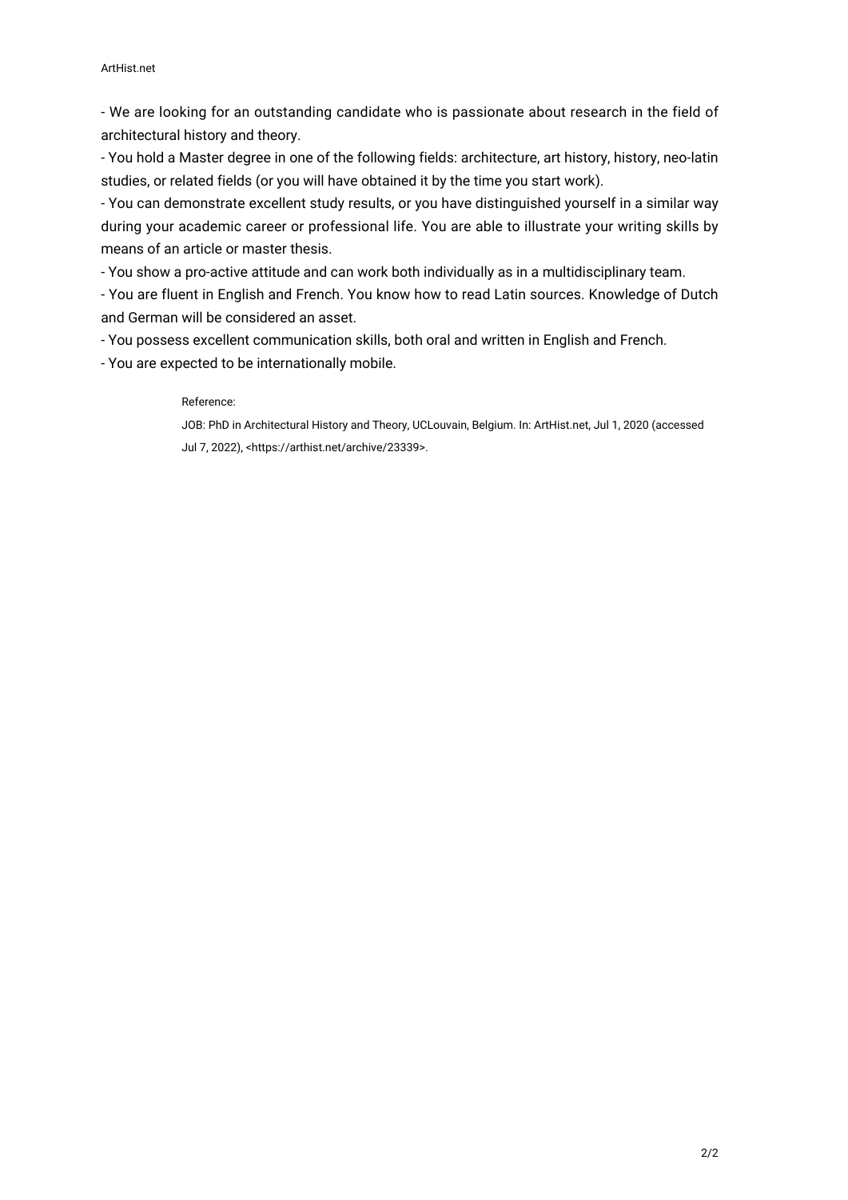- We are looking for an outstanding candidate who is passionate about research in the field of architectural history and theory.
- You hold a Master degree in one of the following fields: architecture, art history, history, neo-latin studies, or related fields (or you will have obtained it by the time you start work).
- You can demonstrate excellent study results, or you have distinguished yourself in a similar way during your academic career or professional life. You are able to illustrate your writing skills by means of an article or master thesis.
- You show a pro-active attitude and can work both individually as in a multidisciplinary team.
- You are fluent in English and French. You know how to read Latin sources. Knowledge of Dutch and German will be considered an asset.
- You possess excellent communication skills, both oral and written in English and French.
- You are expected to be internationally mobile.

Reference:

JOB: PhD in Architectural History and Theory, UCLouvain, Belgium. In: ArtHist.net, Jul 1, 2020 (accessed Jul 7, 2022), <https://arthist.net/archive/23339>.